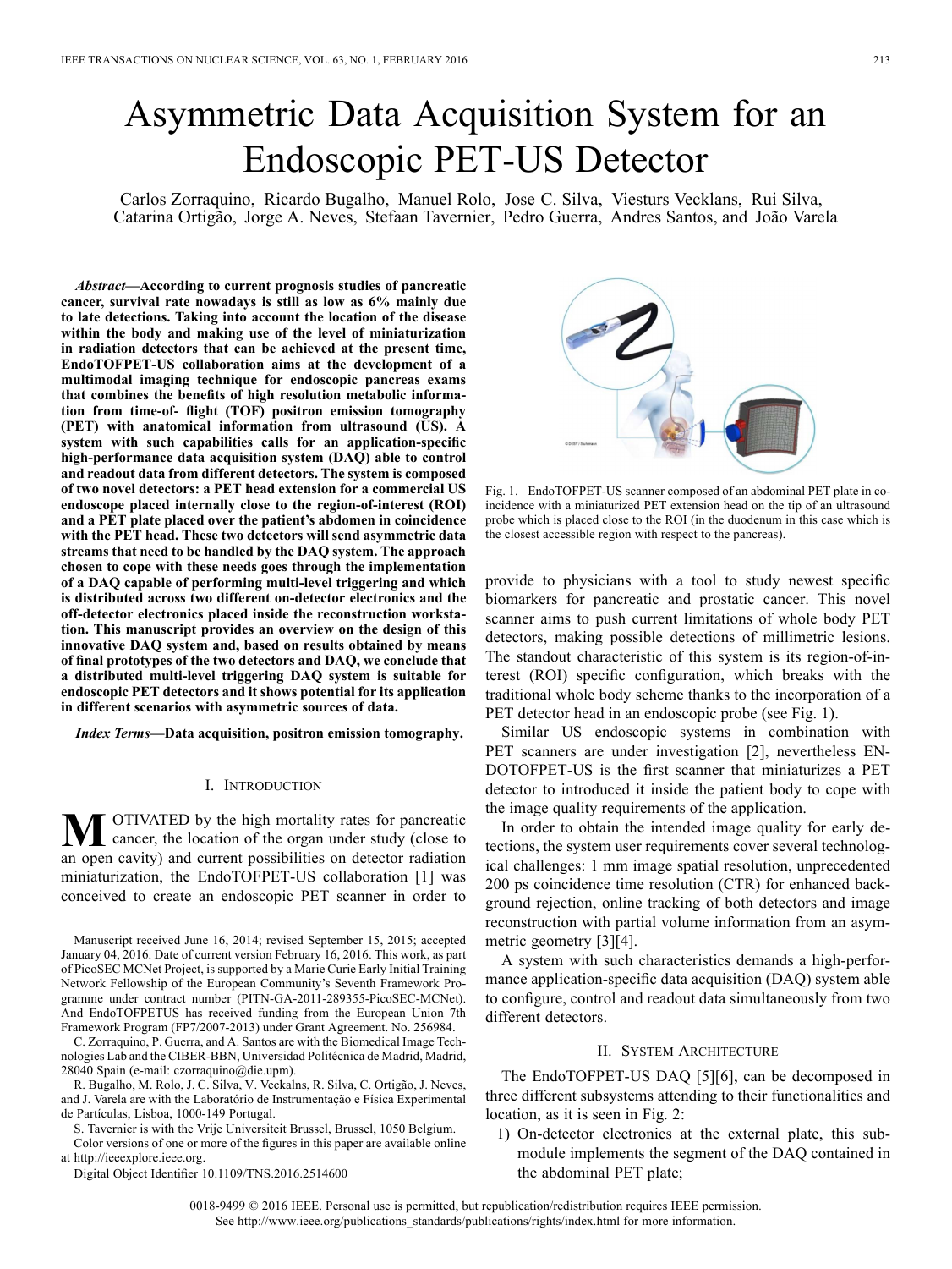# Asymmetric Data Acquisition System for an Endoscopic PET-US Detector

Carlos Zorraquino, Ricardo Bugalho, Manuel Rolo, Jose C. Silva, Viesturs Vecklans, Rui Silva, Catarina Ortigão, Jorge A. Neves, Stefaan Tavernier, Pedro Guerra, Andres Santos, and João Varela

***Abstract*—According to current prognosis studies of pancreatic cancer, survival rate nowadays is still as low as 6% mainly due to late detections. Taking into account the location of the disease within the body and making use of the level of miniaturization in radiation detectors that can be achieved at the present time, EndoTOFPET-US collaboration aims at the development of a multimodal imaging technique for endoscopic pancreas exams that combines the benefits of high resolution metabolic information from time-of- flight (TOF) positron emission tomography (PET) with anatomical information from ultrasound (US). A system with such capabilities calls for an application-specific high-performance data acquisition system (DAQ) able to control and readout data from different detectors. The system is composed of two novel detectors: a PET head extension for a commercial US endoscope placed internally close to the region-of-interest (ROI) and a PET plate placed over the patient's abdomen in coincidence with the PET head. These two detectors will send asymmetric data streams that need to be handled by the DAQ system. The approach chosen to cope with these needs goes through the implementation of a DAQ capable of performing multi-level triggering and which is distributed across two different on-detector electronics and the off-detector electronics placed inside the reconstruction workstation. This manuscript provides an overview on the design of this innovative DAQ system and, based on results obtained by means of final prototypes of the two detectors and DAQ, we conclude that a distributed multi-level triggering DAQ system is suitable for endoscopic PET detectors and it shows potential for its application in different scenarios with asymmetric sources of data.**

***Index Terms*—Data acquisition, positron emission tomography.**

## I. Introduction

MOTIVATED by the high mortality rates for pancreatic cancer, the location of the organ under study (close to an open cavity) and current possibilities on detector radiation miniaturization, the EndoTOFPET-US collaboration [1] was conceived to create an endoscopic PET scanner in order to provide to physicians with a tool to study newest specific biomarkers for pancreatic and prostatic cancer. This novel scanner aims to push current limitations of whole body PET detectors, making possible detections of millimetric lesions. The standout characteristic of this system is its region-of-interest (ROI) specific configuration, which breaks with the traditional whole body scheme thanks to the incorporation of a PET detector head in an endoscopic probe (see Fig. 1).

Fig. 1. EndoTOFPET-US scanner composed of an abdominal PET plate in coincidence with a miniaturized PET extension head on the tip of an ultrasound probe which is placed close to the ROI (in the duodenum in this case which is the closest accessible region with respect to the pancreas).

Similar US endoscopic systems in combination with PET scanners are under investigation [2], nevertheless ENDOTOFPET-US is the first scanner that miniaturizes a PET detector to introduced it inside the patient body to cope with the image quality requirements of the application.

In order to obtain the intended image quality for early detections, the system user requirements cover several technological challenges: 1 mm image spatial resolution, unprecedented 200 ps coincidence time resolution (CTR) for enhanced background rejection, online tracking of both detectors and image reconstruction with partial volume information from an asymmetric geometry [3][4].

A system with such characteristics demands a high-performance application-specific data acquisition (DAQ) system able to configure, control and readout data simultaneously from two different detectors.

## II. System Architecture

The EndoTOFPET-US DAQ [5][6], can be decomposed in three different subsystems attending to their functionalities and location, as it is seen in Fig. 2:

1) On-detector electronics at the external plate, this submodule implements the segment of the DAQ contained in the abdominal PET plate;

Manuscript received June 16, 2014; revised September 15, 2015; accepted January 04, 2016. Date of current version February 16, 2016. This work, as part of PicoSEC MCNet Project, is supported by a Marie Curie Early Initial Training Network Fellowship of the European Community's Seventh Framework Programme under contract number (PITN-GA-2011-289355-PicoSEC-MCNet). And EndoTOFPETUS has received funding from the European Union 7th Framework Program (FP7/2007-2013) under Grant Agreement. No. 256984.

C. Zorraquino, P. Guerra, and A. Santos are with the Biomedical Image Technologies Lab and the CIBER-BBN, Universidad Politécnica de Madrid, Madrid, 28040 Spain (e-mail: czorraquino@die.upm).

R. Bugalho, M. Rolo, J. C. Silva, V. Veckalns, R. Silva, C. Ortigão, J. Neves, and J. Varela are with the Laboratório de Instrumentação e Física Experimental de Partículas, Lisboa, 1000-149 Portugal.

S. Tavernier is with the Vrije Universiteit Brussel, Brussel, 1050 Belgium.

Color versions of one or more of the figures in this paper are available online at http://ieeexplore.ieee.org.

Digital Object Identifier 10.1109/TNS.2016.2514600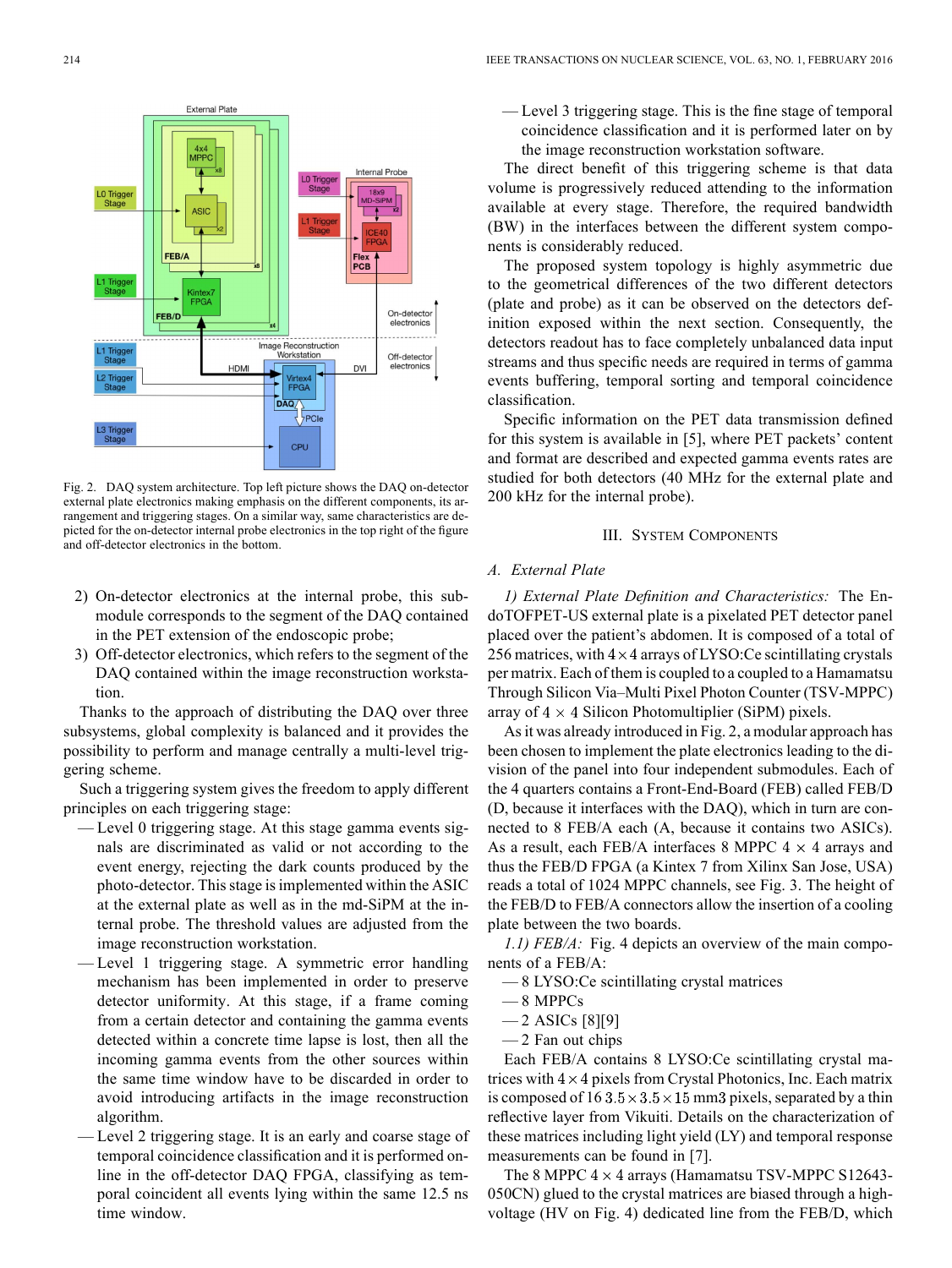Fig. 2. DAQ system architecture. Top left picture shows the DAQ on-detector external plate electronics making emphasis on the different components, its arrangement and triggering stages. On a similar way, same characteristics are depicted for the on-detector internal probe electronics in the top right of the figure and off-detector electronics in the bottom.

2) On-detector electronics at the internal probe, this submodule corresponds to the segment of the DAQ contained in the PET extension of the endoscopic probe;
3) Off-detector electronics, which refers to the segment of the DAQ contained within the image reconstruction workstation.

Thanks to the approach of distributing the DAQ over three subsystems, global complexity is balanced and it provides the possibility to perform and manage centrally a multi-level triggering scheme.

Such a triggering system gives the freedom to apply different principles on each triggering stage:

— Level 0 triggering stage. At this stage gamma events signals are discriminated as valid or not according to the event energy, rejecting the dark counts produced by the photo-detector. This stage is implemented within the ASIC at the external plate as well as in the md-SiPM at the internal probe. The threshold values are adjusted from the image reconstruction workstation.

— Level 1 triggering stage. A symmetric error handling mechanism has been implemented in order to preserve detector uniformity. At this stage, if a frame coming from a certain detector and containing the gamma events detected within a concrete time lapse is lost, then all the incoming gamma events from the other sources within the same time window have to be discarded in order to avoid introducing artifacts in the image reconstruction algorithm.

— Level 2 triggering stage. It is an early and coarse stage of temporal coincidence classification and it is performed on-line in the off-detector DAQ FPGA, classifying as temporal coincident all events lying within the same 12.5 ns time window.

— Level 3 triggering stage. This is the fine stage of temporal coincidence classification and it is performed later on by the image reconstruction workstation software.

The direct benefit of this triggering scheme is that data volume is progressively reduced attending to the information available at every stage. Therefore, the required bandwidth (BW) in the interfaces between the different system components is considerably reduced.

The proposed system topology is highly asymmetric due to the geometrical differences of the two different detectors (plate and probe) as it can be observed on the detectors definition exposed within the next section. Consequently, the detectors readout has to face completely unbalanced data input streams and thus specific needs are required in terms of gamma events buffering, temporal sorting and temporal coincidence classification.

Specific information on the PET data transmission defined for this system is available in [5], where PET packets' content and format are described and expected gamma events rates are studied for both detectors (40 MHz for the external plate and 200 kHz for the internal probe).

## III. System Components

### A. External Plate

*1) External Plate Definition and Characteristics:* The EndoTOFPET-US external plate is a pixelated PET detector panel placed over the patient's abdomen. It is composed of a total of 256 matrices, with $4 \times 4$ arrays of LYSO:Ce scintillating crystals per matrix. Each of them is coupled to a coupled to a Hamamatsu Through Silicon Via–Multi Pixel Photon Counter (TSV-MPPC) array of $4 \times 4$ Silicon Photomultiplier (SiPM) pixels.

As it was already introduced in Fig. 2, a modular approach has been chosen to implement the plate electronics leading to the division of the panel into four independent submodules. Each of the 4 quarters contains a Front-End-Board (FEB) called FEB/D (D, because it interfaces with the DAQ), which in turn are connected to 8 FEB/A each (A, because it contains two ASICs). As a result, each FEB/A interfaces 8 MPPC $4 \times 4$ arrays and thus the FEB/D FPGA (a Kintex 7 from Xilinx San Jose, USA) reads a total of 1024 MPPC channels, see Fig. 3. The height of the FEB/D to FEB/A connectors allow the insertion of a cooling plate between the two boards.

*1.1) FEB/A:* Fig. 4 depicts an overview of the main components of a FEB/A:

— 8 LYSO:Ce scintillating crystal matrices
— 8 MPPCs
— 2 ASICs [8][9]
— 2 Fan out chips

Each FEB/A contains 8 LYSO:Ce scintillating crystal matrices with $4 \times 4$ pixels from Crystal Photonics, Inc. Each matrix is composed of 16 $3.5 \times 3.5 \times 15$ mm3 pixels, separated by a thin reflective layer from Vikuiti. Details on the characterization of these matrices including light yield (LY) and temporal response measurements can be found in [7].

The 8 MPPC $4 \times 4$ arrays (Hamamatsu TSV-MPPC S12643-050CN) glued to the crystal matrices are biased through a high-voltage (HV on Fig. 4) dedicated line from the FEB/D, which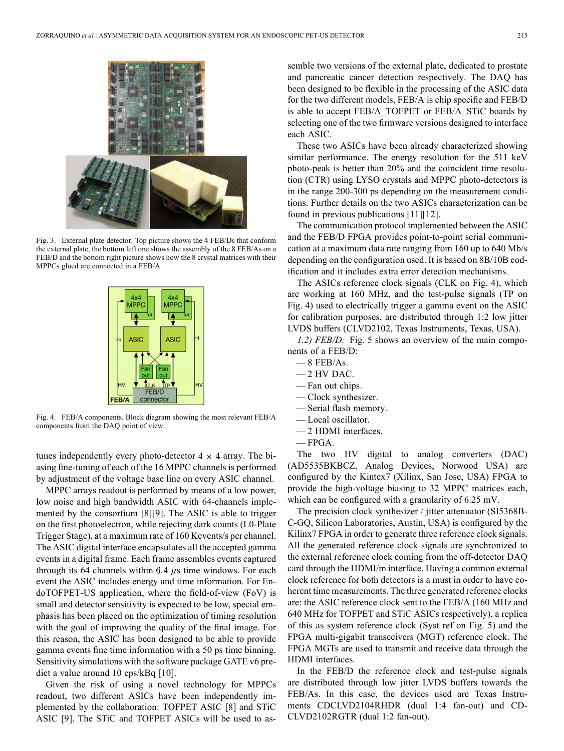Fig. 3. External plate detector. Top picture shows the 4 FEB/Ds that conform the external plate, the bottom left one shows the assembly of the 8 FEB/As on a FEB/D and the bottom right picture shows how the 8 crystal matrices with their MPPCs glued are connected in a FEB/A.

Fig. 4. FEB/A components. Block diagram showing the most relevant FEB/A components from the DAQ point of view.

tunes independently every photo-detector $4 \times 4$ array. The biasing fine-tuning of each of the 16 MPPC channels is performed by adjustment of the voltage base line on every ASIC channel.

MPPC arrays readout is performed by means of a low power, low noise and high bandwidth ASIC with 64-channels implemented by the consortium [8][9]. The ASIC is able to trigger on the first photoelectron, while rejecting dark counts (L0-Plate Trigger Stage), at a maximum rate of 160 Kevents/s per channel. The ASIC digital interface encapsulates all the accepted gamma events in a digital frame. Each frame assembles events captured through its 64 channels within 6.4 $\mu$s time windows. For each event the ASIC includes energy and time information. For EndoTOFPET-US application, where the field-of-view (FoV) is small and detector sensitivity is expected to be low, special emphasis has been placed on the optimization of timing resolution with the goal of improving the quality of the final image. For this reason, the ASIC has been designed to be able to provide gamma events fine time information with a 50 ps time binning. Sensitivity simulations with the software package GATE v6 predict a value around 10 cps/kBq [10].

Given the risk of using a novel technology for MPPCs readout, two different ASICs have been independently implemented by the collaboration: TOFPET ASIC [8] and STiC ASIC [9]. The STiC and TOFPET ASICs will be used to assemble two versions of the external plate, dedicated to prostate and pancreatic cancer detection respectively. The DAQ has been designed to be flexible in the processing of the ASIC data for the two different models, FEB/A is chip specific and FEB/D is able to accept FEB/A_TOFPET or FEB/A_STiC boards by selecting one of the two firmware versions designed to interface each ASIC.

These two ASICs have been already characterized showing similar performance. The energy resolution for the 511 keV photo-peak is better than 20% and the coincident time resolution (CTR) using LYSO crystals and MPPC photo-detectors is in the range 200-300 ps depending on the measurement conditions. Further details on the two ASICs characterization can be found in previous publications [11][12].

The communication protocol implemented between the ASIC and the FEB/D FPGA provides point-to-point serial communication at a maximum data rate ranging from 160 up to 640 Mb/s depending on the configuration used. It is based on 8B/10B codification and it includes extra error detection mechanisms.

The ASICs reference clock signals (CLK on Fig. 4), which are working at 160 MHz, and the test-pulse signals (TP on Fig. 4) used to electrically trigger a gamma event on the ASIC for calibration purposes, are distributed through 1:2 low jitter LVDS buffers (CLVD2102, Texas Instruments, Texas, USA).

*1.2) FEB/D:* Fig. 5 shows an overview of the main components of a FEB/D:

- 8 FEB/As.
- 2 HV DAC.
- Fan out chips.
- Clock synthesizer.
- Serial flash memory.
- Local oscillator.
- 2 HDMI interfaces.
- FPGA.

The two HV digital to analog converters (DAC) (AD5535BKBCZ, Analog Devices, Norwood USA) are configured by the Kintex7 (Xilinx, San Jose, USA) FPGA to provide the high-voltage biasing to 32 MPPC matrices each, which can be configured with a granularity of 6.25 mV.

The precision clock synthesizer / jitter attenuator (SI5368B-C-GQ, Silicon Laboratories, Austin, USA) is configured by the Kilinx7 FPGA in order to generate three reference clock signals. All the generated reference clock signals are synchronized to the external reference clock coming from the off-detector DAQ card through the HDMI/m interface. Having a common external clock reference for both detectors is a must in order to have coherent time measurements. The three generated reference clocks are: the ASIC reference clock sent to the FEB/A (160 MHz and 640 MHz for TOFPET and STiC ASICs respectively), a replica of this as system reference clock (Syst ref on Fig. 5) and the FPGA multi-gigabit transceivers (MGT) reference clock. The FPGA MGTs are used to transmit and receive data through the HDMI interfaces.

In the FEB/D the reference clock and test-pulse signals are distributed through low jitter LVDS buffers towards the FEB/As. In this case, the devices used are Texas Instruments CDCLVD2104RHDR (dual 1:4 fan-out) and CDCLVD2102RGTR (dual 1:2 fan-out).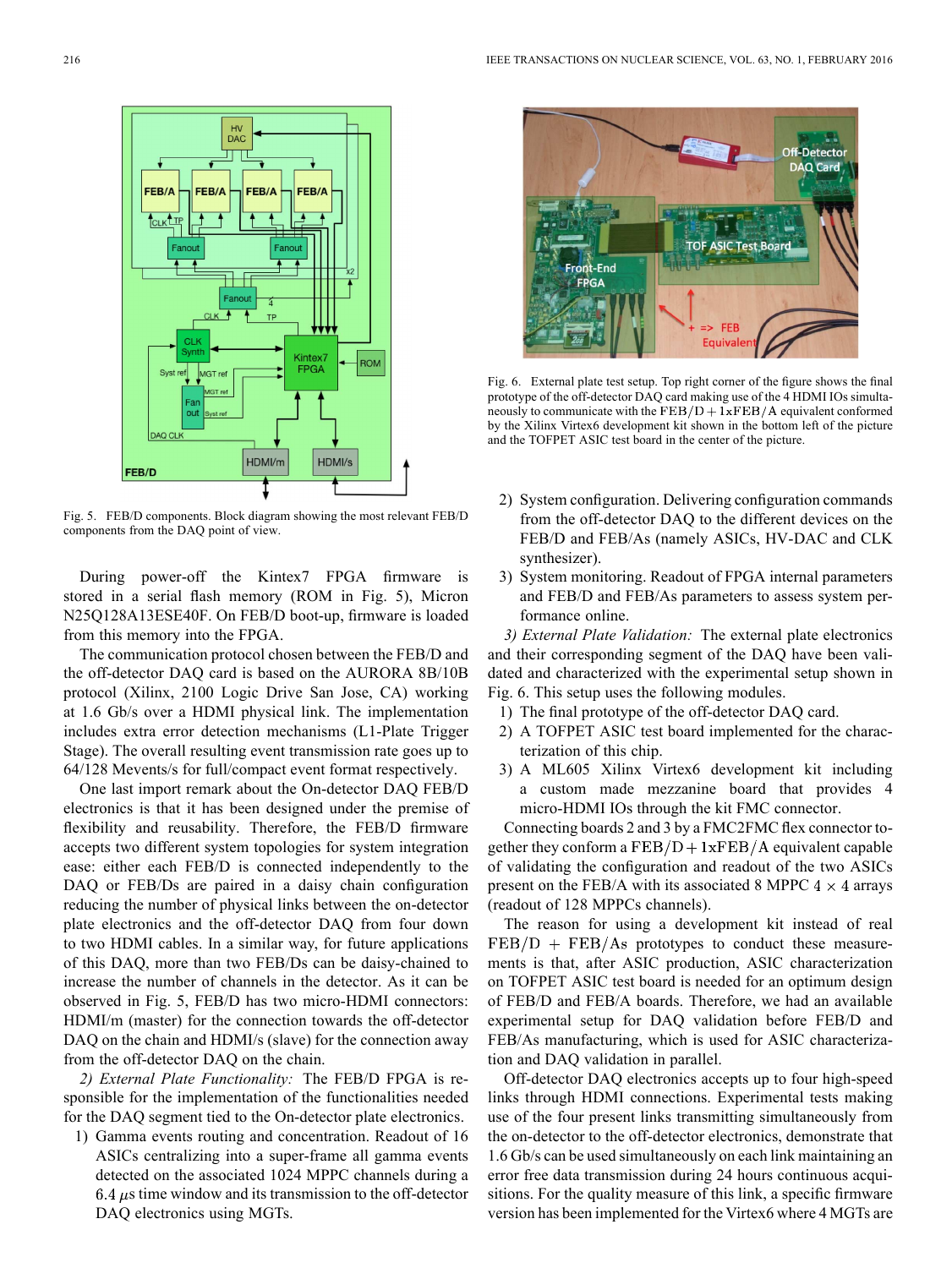Fig. 5. FEB/D components. Block diagram showing the most relevant FEB/D components from the DAQ point of view.

During power-off the Kintex7 FPGA firmware is stored in a serial flash memory (ROM in Fig. 5), Micron N25Q128A13ESE40F. On FEB/D boot-up, firmware is loaded from this memory into the FPGA.

The communication protocol chosen between the FEB/D and the off-detector DAQ card is based on the AURORA 8B/10B protocol (Xilinx, 2100 Logic Drive San Jose, CA) working at 1.6 Gb/s over a HDMI physical link. The implementation includes extra error detection mechanisms (L1-Plate Trigger Stage). The overall resulting event transmission rate goes up to 64/128 Mevents/s for full/compact event format respectively.

One last import remark about the On-detector DAQ FEB/D electronics is that it has been designed under the premise of flexibility and reusability. Therefore, the FEB/D firmware accepts two different system topologies for system integration ease: either each FEB/D is connected independently to the DAQ or FEB/Ds are paired in a daisy chain configuration reducing the number of physical links between the on-detector plate electronics and the off-detector DAQ from four down to two HDMI cables. In a similar way, for future applications of this DAQ, more than two FEB/Ds can be daisy-chained to increase the number of channels in the detector. As it can be observed in Fig. 5, FEB/D has two micro-HDMI connectors: HDMI/m (master) for the connection towards the off-detector DAQ on the chain and HDMI/s (slave) for the connection away from the off-detector DAQ on the chain.

*2) External Plate Functionality:* The FEB/D FPGA is responsible for the implementation of the functionalities needed for the DAQ segment tied to the On-detector plate electronics.

1) Gamma events routing and concentration. Readout of 16 ASICs centralizing into a super-frame all gamma events detected on the associated 1024 MPPC channels during a 6.4 $\mu$s time window and its transmission to the off-detector DAQ electronics using MGTs.

Fig. 6. External plate test setup. Top right corner of the figure shows the final prototype of the off-detector DAQ card making use of the 4 HDMI IOs simultaneously to communicate with the $\mathrm{FEB/D + 1xFEB/A}$ equivalent conformed by the Xilinx Virtex6 development kit shown in the bottom left of the picture and the TOFPET ASIC test board in the center of the picture.

2) System configuration. Delivering configuration commands from the off-detector DAQ to the different devices on the FEB/D and FEB/As (namely ASICs, HV-DAC and CLK synthesizer).
3) System monitoring. Readout of FPGA internal parameters and FEB/D and FEB/As parameters to assess system performance online.

*3) External Plate Validation:* The external plate electronics and their corresponding segment of the DAQ have been validated and characterized with the experimental setup shown in Fig. 6. This setup uses the following modules.

1) The final prototype of the off-detector DAQ card.
2) A TOFPET ASIC test board implemented for the characterization of this chip.
3) A ML605 Xilinx Virtex6 development kit including a custom made mezzanine board that provides 4 micro-HDMI IOs through the kit FMC connector.

Connecting boards 2 and 3 by a FMC2FMC flex connector together they conform a $\mathrm{FEB/D + 1xFEB/A}$ equivalent capable of validating the configuration and readout of the two ASICs present on the FEB/A with its associated 8 MPPC $4 \times 4$ arrays (readout of 128 MPPCs channels).

The reason for using a development kit instead of real $\mathrm{FEB/D}$ + $\mathrm{FEB/As}$ prototypes to conduct these measurements is that, after ASIC production, ASIC characterization on TOFPET ASIC test board is needed for an optimum design of FEB/D and FEB/A boards. Therefore, we had an available experimental setup for DAQ validation before FEB/D and FEB/As manufacturing, which is used for ASIC characterization and DAQ validation in parallel.

Off-detector DAQ electronics accepts up to four high-speed links through HDMI connections. Experimental tests making use of the four present links transmitting simultaneously from the on-detector to the off-detector electronics, demonstrate that 1.6 Gb/s can be used simultaneously on each link maintaining an error free data transmission during 24 hours continuous acquisitions. For the quality measure of this link, a specific firmware version has been implemented for the Virtex6 where 4 MGTs are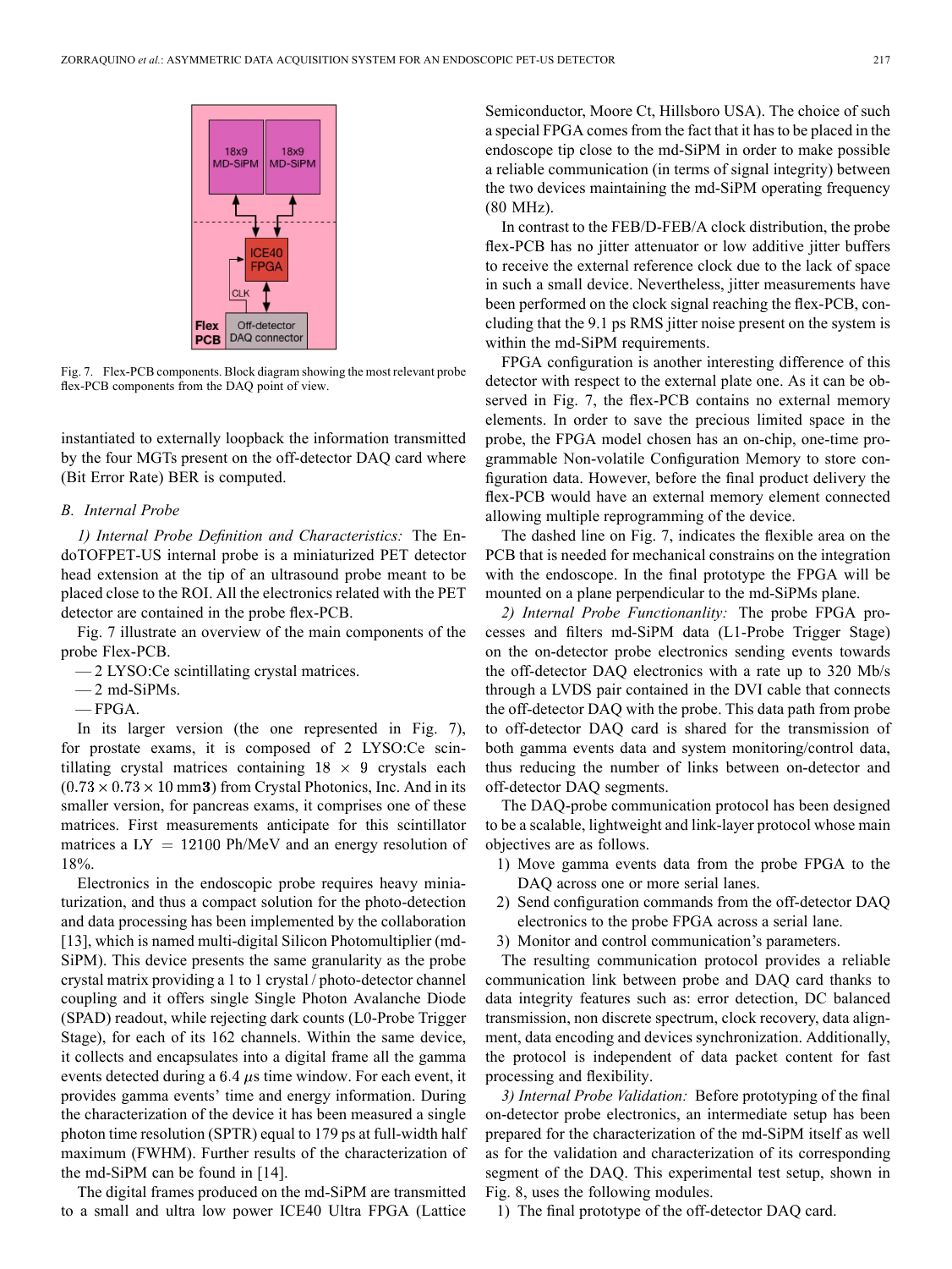Fig. 7. Flex-PCB components. Block diagram showing the most relevant probe flex-PCB components from the DAQ point of view.

instantiated to externally loopback the information transmitted by the four MGTs present on the off-detector DAQ card where (Bit Error Rate) BER is computed.

### B. Internal Probe

*1) Internal Probe Definition and Characteristics:* The EndoTOFPET-US internal probe is a miniaturized PET detector head extension at the tip of an ultrasound probe meant to be placed close to the ROI. All the electronics related with the PET detector are contained in the probe flex-PCB.

Fig. 7 illustrate an overview of the main components of the probe Flex-PCB.

— 2 LYSO:Ce scintillating crystal matrices.

— 2 md-SiPMs.

— FPGA.

In its larger version (the one represented in Fig. 7), for prostate exams, it is composed of 2 LYSO:Ce scintillating crystal matrices containing $18 \times 9$ crystals each ($0.73 \times 0.73 \times 10$ mm**3**) from Crystal Photonics, Inc. And in its smaller version, for pancreas exams, it comprises one of these matrices. First measurements anticipate for this scintillator matrices a $\text{LY} = 12100$ Ph/MeV and an energy resolution of 18%.

Electronics in the endoscopic probe requires heavy miniaturization, and thus a compact solution for the photo-detection and data processing has been implemented by the collaboration [13], which is named multi-digital Silicon Photomultiplier (md-SiPM). This device presents the same granularity as the probe crystal matrix providing a 1 to 1 crystal / photo-detector channel coupling and it offers single Single Photon Avalanche Diode (SPAD) readout, while rejecting dark counts (L0-Probe Trigger Stage), for each of its 162 channels. Within the same device, it collects and encapsulates into a digital frame all the gamma events detected during a 6.4 $\mu$s time window. For each event, it provides gamma events' time and energy information. During the characterization of the device it has been measured a single photon time resolution (SPTR) equal to 179 ps at full-width half maximum (FWHM). Further results of the characterization of the md-SiPM can be found in [14].

The digital frames produced on the md-SiPM are transmitted to a small and ultra low power ICE40 Ultra FPGA (Lattice Semiconductor, Moore Ct, Hillsboro USA). The choice of such a special FPGA comes from the fact that it has to be placed in the endoscope tip close to the md-SiPM in order to make possible a reliable communication (in terms of signal integrity) between the two devices maintaining the md-SiPM operating frequency (80 MHz).

In contrast to the FEB/D-FEB/A clock distribution, the probe flex-PCB has no jitter attenuator or low additive jitter buffers to receive the external reference clock due to the lack of space in such a small device. Nevertheless, jitter measurements have been performed on the clock signal reaching the flex-PCB, concluding that the 9.1 ps RMS jitter noise present on the system is within the md-SiPM requirements.

FPGA configuration is another interesting difference of this detector with respect to the external plate one. As it can be observed in Fig. 7, the flex-PCB contains no external memory elements. In order to save the precious limited space in the probe, the FPGA model chosen has an on-chip, one-time programmable Non-volatile Configuration Memory to store configuration data. However, before the final product delivery the flex-PCB would have an external memory element connected allowing multiple reprogramming of the device.

The dashed line on Fig. 7, indicates the flexible area on the PCB that is needed for mechanical constrains on the integration with the endoscope. In the final prototype the FPGA will be mounted on a plane perpendicular to the md-SiPMs plane.

*2) Internal Probe Functionanlity:* The probe FPGA processes and filters md-SiPM data (L1-Probe Trigger Stage) on the on-detector probe electronics sending events towards the off-detector DAQ electronics with a rate up to 320 Mb/s through a LVDS pair contained in the DVI cable that connects the off-detector DAQ with the probe. This data path from probe to off-detector DAQ card is shared for the transmission of both gamma events data and system monitoring/control data, thus reducing the number of links between on-detector and off-detector DAQ segments.

The DAQ-probe communication protocol has been designed to be a scalable, lightweight and link-layer protocol whose main objectives are as follows.

1) Move gamma events data from the probe FPGA to the DAQ across one or more serial lanes.
2) Send configuration commands from the off-detector DAQ electronics to the probe FPGA across a serial lane.
3) Monitor and control communication's parameters.

The resulting communication protocol provides a reliable communication link between probe and DAQ card thanks to data integrity features such as: error detection, DC balanced transmission, non discrete spectrum, clock recovery, data alignment, data encoding and devices synchronization. Additionally, the protocol is independent of data packet content for fast processing and flexibility.

*3) Internal Probe Validation:* Before prototyping of the final on-detector probe electronics, an intermediate setup has been prepared for the characterization of the md-SiPM itself as well as for the validation and characterization of its corresponding segment of the DAQ. This experimental test setup, shown in Fig. 8, uses the following modules.

1) The final prototype of the off-detector DAQ card.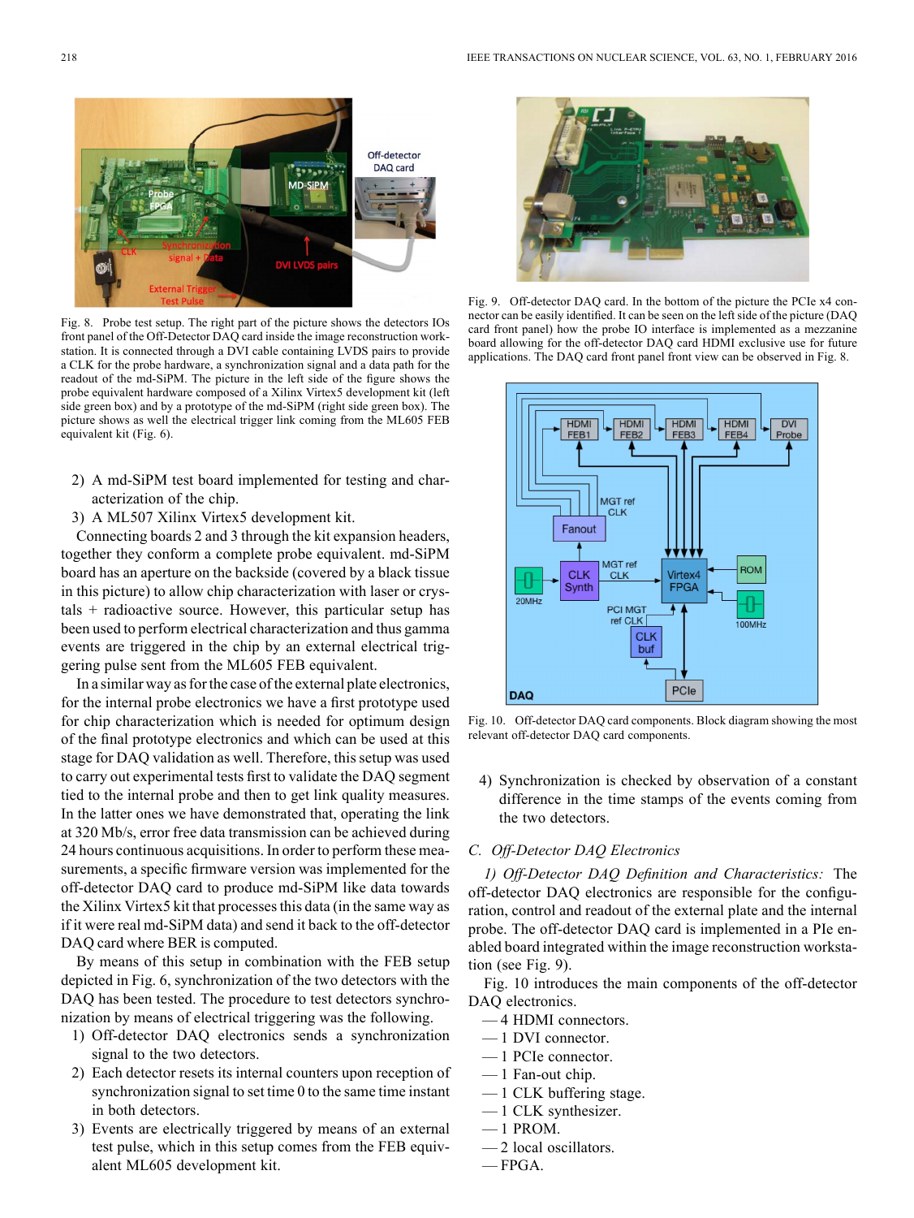Fig. 8. Probe test setup. The right part of the picture shows the detectors IOs front panel of the Off-Detector DAQ card inside the image reconstruction workstation. It is connected through a DVI cable containing LVDS pairs to provide a CLK for the probe hardware, a synchronization signal and a data path for the readout of the md-SiPM. The picture in the left side of the figure shows the probe equivalent hardware composed of a Xilinx Virtex5 development kit (left side green box) and by a prototype of the md-SiPM (right side green box). The picture shows as well the electrical trigger link coming from the ML605 FEB equivalent kit (Fig. 6).

2) A md-SiPM test board implemented for testing and characterization of the chip.
3) A ML507 Xilinx Virtex5 development kit.

Connecting boards 2 and 3 through the kit expansion headers, together they conform a complete probe equivalent. md-SiPM board has an aperture on the backside (covered by a black tissue in this picture) to allow chip characterization with laser or crystals + radioactive source. However, this particular setup has been used to perform electrical characterization and thus gamma events are triggered in the chip by an external electrical triggering pulse sent from the ML605 FEB equivalent.

In a similar way as for the case of the external plate electronics, for the internal probe electronics we have a first prototype used for chip characterization which is needed for optimum design of the final prototype electronics and which can be used at this stage for DAQ validation as well. Therefore, this setup was used to carry out experimental tests first to validate the DAQ segment tied to the internal probe and then to get link quality measures. In the latter ones we have demonstrated that, operating the link at 320 Mb/s, error free data transmission can be achieved during 24 hours continuous acquisitions. In order to perform these measurements, a specific firmware version was implemented for the off-detector DAQ card to produce md-SiPM like data towards the Xilinx Virtex5 kit that processes this data (in the same way as if it were real md-SiPM data) and send it back to the off-detector DAQ card where BER is computed.

By means of this setup in combination with the FEB setup depicted in Fig. 6, synchronization of the two detectors with the DAQ has been tested. The procedure to test detectors synchronization by means of electrical triggering was the following.

1) Off-detector DAQ electronics sends a synchronization signal to the two detectors.
2) Each detector resets its internal counters upon reception of synchronization signal to set time 0 to the same time instant in both detectors.
3) Events are electrically triggered by means of an external test pulse, which in this setup comes from the FEB equivalent ML605 development kit.

Fig. 9. Off-detector DAQ card. In the bottom of the picture the PCIe x4 connector can be easily identified. It can be seen on the left side of the picture (DAQ card front panel) how the probe IO interface is implemented as a mezzanine board allowing for the off-detector DAQ card HDMI exclusive use for future applications. The DAQ card front panel front view can be observed in Fig. 8.

Fig. 10. Off-detector DAQ card components. Block diagram showing the most relevant off-detector DAQ card components.

4) Synchronization is checked by observation of a constant difference in the time stamps of the events coming from the two detectors.

### C. Off-Detector DAQ Electronics

*1) Off-Detector DAQ Definition and Characteristics:* The off-detector DAQ electronics are responsible for the configuration, control and readout of the external plate and the internal probe. The off-detector DAQ card is implemented in a PIe enabled board integrated within the image reconstruction workstation (see Fig. 9).

Fig. 10 introduces the main components of the off-detector DAQ electronics.

- 4 HDMI connectors.
- 1 DVI connector.
- 1 PCIe connector.
- 1 Fan-out chip.
- 1 CLK buffering stage.
- 1 CLK synthesizer.
- 1 PROM.
- 2 local oscillators.
- FPGA.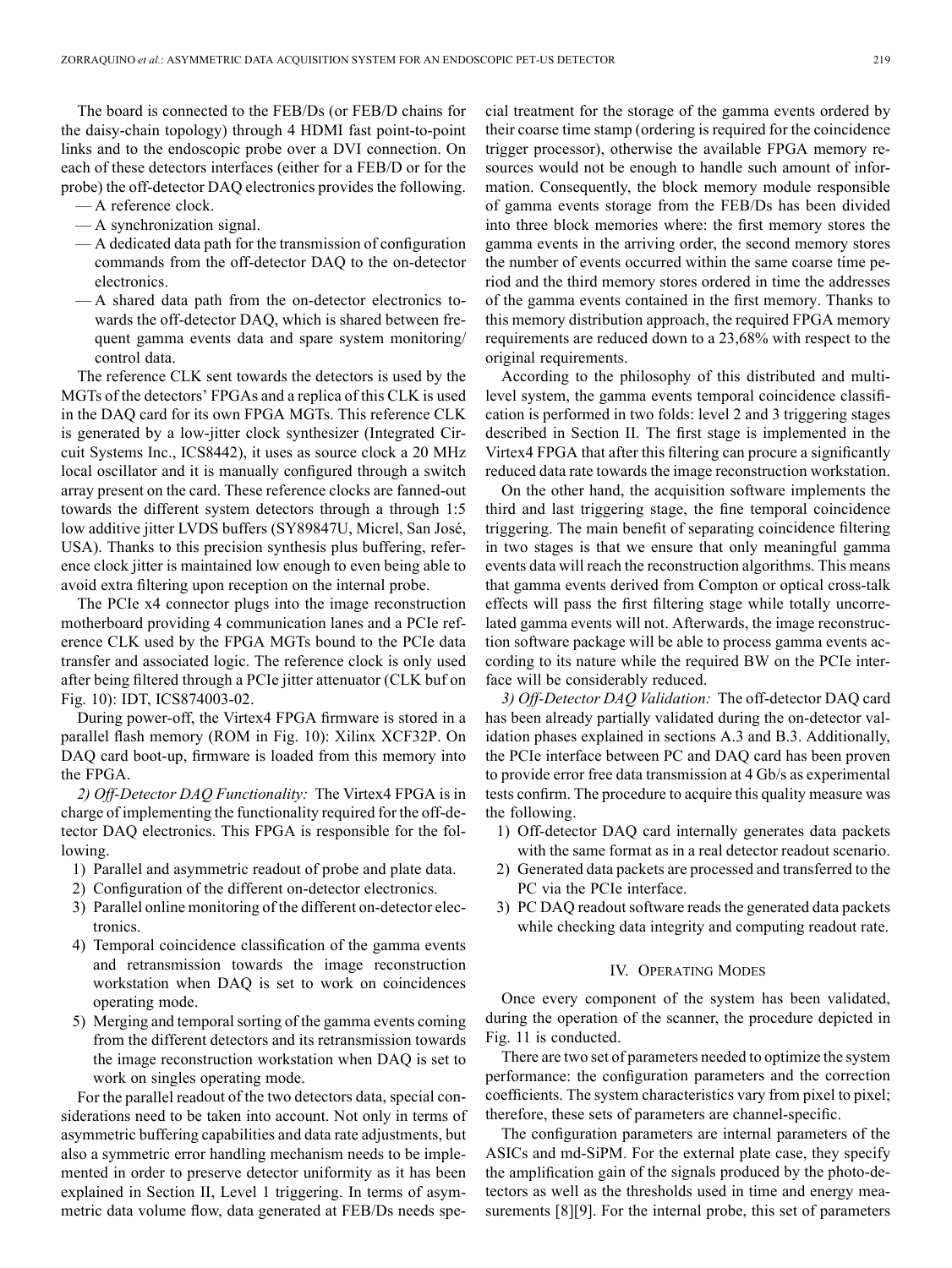The board is connected to the FEB/Ds (or FEB/D chains for the daisy-chain topology) through 4 HDMI fast point-to-point links and to the endoscopic probe over a DVI connection. On each of these detectors interfaces (either for a FEB/D or for the probe) the off-detector DAQ electronics provides the following.

- A reference clock.
- A synchronization signal.
- A dedicated data path for the transmission of configuration commands from the off-detector DAQ to the on-detector electronics.
- A shared data path from the on-detector electronics towards the off-detector DAQ, which is shared between frequent gamma events data and spare system monitoring/control data.

The reference CLK sent towards the detectors is used by the MGTs of the detectors' FPGAs and a replica of this CLK is used in the DAQ card for its own FPGA MGTs. This reference CLK is generated by a low-jitter clock synthesizer (Integrated Circuit Systems Inc., ICS8442), it uses as source clock a 20 MHz local oscillator and it is manually configured through a switch array present on the card. These reference clocks are fanned-out towards the different system detectors through a through 1:5 low additive jitter LVDS buffers (SY89847U, Micrel, San José, USA). Thanks to this precision synthesis plus buffering, reference clock jitter is maintained low enough to even being able to avoid extra filtering upon reception on the internal probe.

The PCIe x4 connector plugs into the image reconstruction motherboard providing 4 communication lanes and a PCIe reference CLK used by the FPGA MGTs bound to the PCIe data transfer and associated logic. The reference clock is only used after being filtered through a PCIe jitter attenuator (CLK buf on Fig. 10): IDT, ICS874003-02.

During power-off, the Virtex4 FPGA firmware is stored in a parallel flash memory (ROM in Fig. 10): Xilinx XCF32P. On DAQ card boot-up, firmware is loaded from this memory into the FPGA.

*2) Off-Detector DAQ Functionality:* The Virtex4 FPGA is in charge of implementing the functionality required for the off-detector DAQ electronics. This FPGA is responsible for the following.

1) Parallel and asymmetric readout of probe and plate data.
2) Configuration of the different on-detector electronics.
3) Parallel online monitoring of the different on-detector electronics.
4) Temporal coincidence classification of the gamma events and retransmission towards the image reconstruction workstation when DAQ is set to work on coincidences operating mode.
5) Merging and temporal sorting of the gamma events coming from the different detectors and its retransmission towards the image reconstruction workstation when DAQ is set to work on singles operating mode.

For the parallel readout of the two detectors data, special considerations need to be taken into account. Not only in terms of asymmetric buffering capabilities and data rate adjustments, but also a symmetric error handling mechanism needs to be implemented in order to preserve detector uniformity as it has been explained in Section II, Level 1 triggering. In terms of asymmetric data volume flow, data generated at FEB/Ds needs special treatment for the storage of the gamma events ordered by their coarse time stamp (ordering is required for the coincidence trigger processor), otherwise the available FPGA memory resources would not be enough to handle such amount of information. Consequently, the block memory module responsible of gamma events storage from the FEB/Ds has been divided into three block memories where: the first memory stores the gamma events in the arriving order, the second memory stores the number of events occurred within the same coarse time period and the third memory stores ordered in time the addresses of the gamma events contained in the first memory. Thanks to this memory distribution approach, the required FPGA memory requirements are reduced down to a 23,68% with respect to the original requirements.

According to the philosophy of this distributed and multilevel system, the gamma events temporal coincidence classification is performed in two folds: level 2 and 3 triggering stages described in Section II. The first stage is implemented in the Virtex4 FPGA that after this filtering can procure a significantly reduced data rate towards the image reconstruction workstation.

On the other hand, the acquisition software implements the third and last triggering stage, the fine temporal coincidence triggering. The main benefit of separating coincidence filtering in two stages is that we ensure that only meaningful gamma events data will reach the reconstruction algorithms. This means that gamma events derived from Compton or optical cross-talk effects will pass the first filtering stage while totally uncorrelated gamma events will not. Afterwards, the image reconstruction software package will be able to process gamma events according to its nature while the required BW on the PCIe interface will be considerably reduced.

*3) Off-Detector DAQ Validation:* The off-detector DAQ card has been already partially validated during the on-detector validation phases explained in sections A.3 and B.3. Additionally, the PCIe interface between PC and DAQ card has been proven to provide error free data transmission at 4 Gb/s as experimental tests confirm. The procedure to acquire this quality measure was the following.

1) Off-detector DAQ card internally generates data packets with the same format as in a real detector readout scenario.
2) Generated data packets are processed and transferred to the PC via the PCIe interface.
3) PC DAQ readout software reads the generated data packets while checking data integrity and computing readout rate.

## IV. Operating Modes

Once every component of the system has been validated, during the operation of the scanner, the procedure depicted in Fig. 11 is conducted.

There are two set of parameters needed to optimize the system performance: the configuration parameters and the correction coefficients. The system characteristics vary from pixel to pixel; therefore, these sets of parameters are channel-specific.

The configuration parameters are internal parameters of the ASICs and md-SiPM. For the external plate case, they specify the amplification gain of the signals produced by the photo-detectors as well as the thresholds used in time and energy measurements [8][9]. For the internal probe, this set of parameters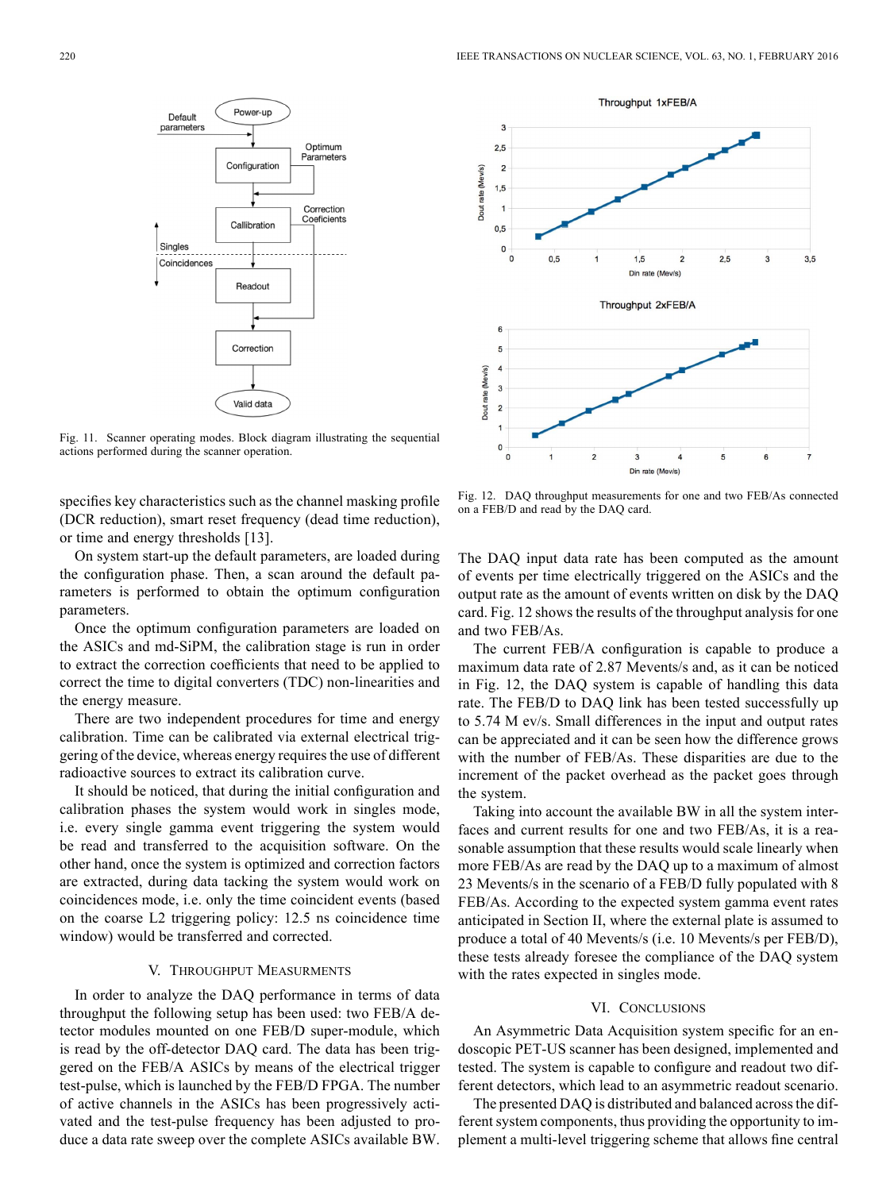Fig. 11. Scanner operating modes. Block diagram illustrating the sequential actions performed during the scanner operation.

specifies key characteristics such as the channel masking profile (DCR reduction), smart reset frequency (dead time reduction), or time and energy thresholds [13].

On system start-up the default parameters, are loaded during the configuration phase. Then, a scan around the default parameters is performed to obtain the optimum configuration parameters.

Once the optimum configuration parameters are loaded on the ASICs and md-SiPM, the calibration stage is run in order to extract the correction coefficients that need to be applied to correct the time to digital converters (TDC) non-linearities and the energy measure.

There are two independent procedures for time and energy calibration. Time can be calibrated via external electrical triggering of the device, whereas energy requires the use of different radioactive sources to extract its calibration curve.

It should be noticed, that during the initial configuration and calibration phases the system would work in singles mode, i.e. every single gamma event triggering the system would be read and transferred to the acquisition software. On the other hand, once the system is optimized and correction factors are extracted, during data tacking the system would work on coincidences mode, i.e. only the time coincident events (based on the coarse L2 triggering policy: 12.5 ns coincidence time window) would be transferred and corrected.

## V. Throughput Measurments

In order to analyze the DAQ performance in terms of data throughput the following setup has been used: two FEB/A detector modules mounted on one FEB/D super-module, which is read by the off-detector DAQ card. The data has been triggered on the FEB/A ASICs by means of the electrical trigger test-pulse, which is launched by the FEB/D FPGA. The number of active channels in the ASICs has been progressively activated and the test-pulse frequency has been adjusted to produce a data rate sweep over the complete ASICs available BW.

Fig. 12. DAQ throughput measurements for one and two FEB/As connected on a FEB/D and read by the DAQ card.

The DAQ input data rate has been computed as the amount of events per time electrically triggered on the ASICs and the output rate as the amount of events written on disk by the DAQ card. Fig. 12 shows the results of the throughput analysis for one and two FEB/As.

The current FEB/A configuration is capable to produce a maximum data rate of 2.87 Mevents/s and, as it can be noticed in Fig. 12, the DAQ system is capable of handling this data rate. The FEB/D to DAQ link has been tested successfully up to 5.74 M ev/s. Small differences in the input and output rates can be appreciated and it can be seen how the difference grows with the number of FEB/As. These disparities are due to the increment of the packet overhead as the packet goes through the system.

Taking into account the available BW in all the system interfaces and current results for one and two FEB/As, it is a reasonable assumption that these results would scale linearly when more FEB/As are read by the DAQ up to a maximum of almost 23 Mevents/s in the scenario of a FEB/D fully populated with 8 FEB/As. According to the expected system gamma event rates anticipated in Section II, where the external plate is assumed to produce a total of 40 Mevents/s (i.e. 10 Mevents/s per FEB/D), these tests already foresee the compliance of the DAQ system with the rates expected in singles mode.

## VI. Conclusions

An Asymmetric Data Acquisition system specific for an endoscopic PET-US scanner has been designed, implemented and tested. The system is capable to configure and readout two different detectors, which lead to an asymmetric readout scenario.

The presented DAQ is distributed and balanced across the different system components, thus providing the opportunity to implement a multi-level triggering scheme that allows fine central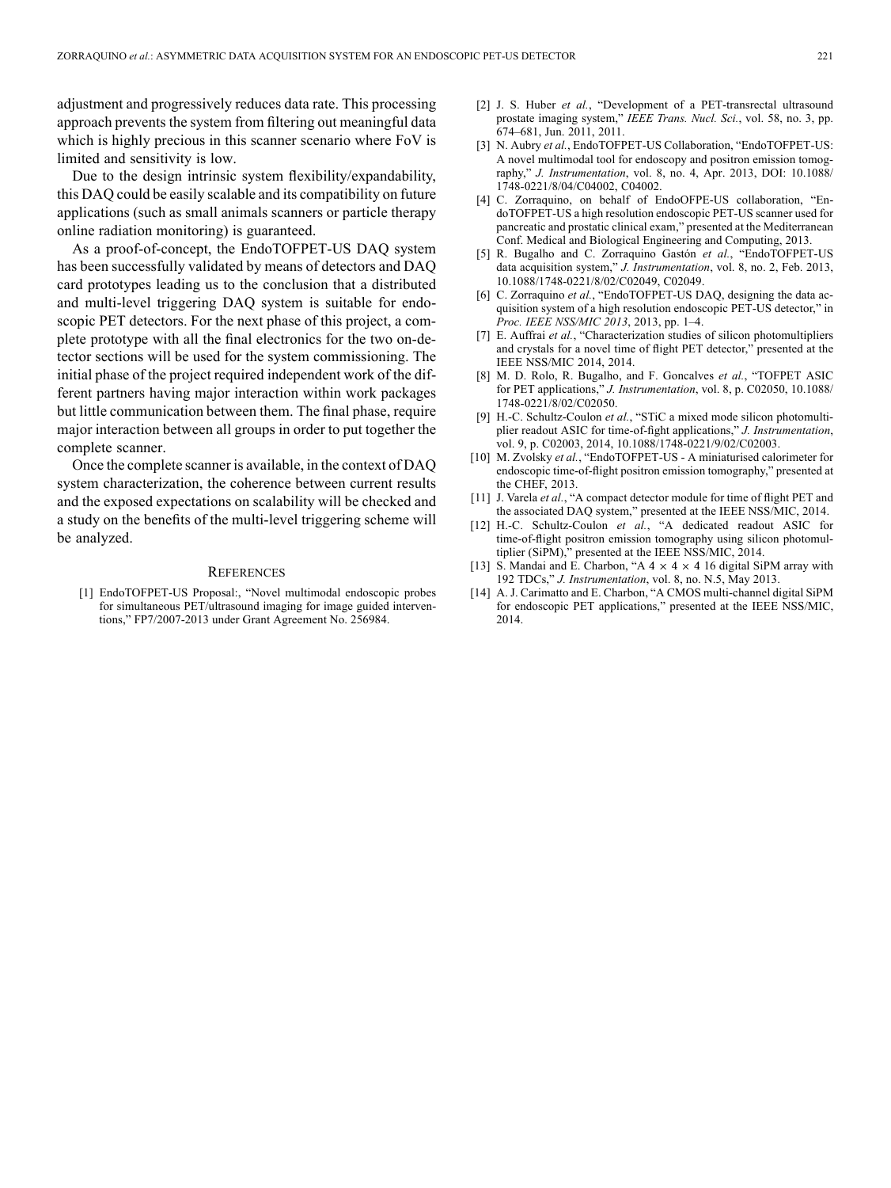adjustment and progressively reduces data rate. This processing approach prevents the system from filtering out meaningful data which is highly precious in this scanner scenario where FoV is limited and sensitivity is low.

Due to the design intrinsic system flexibility/expandability, this DAQ could be easily scalable and its compatibility on future applications (such as small animals scanners or particle therapy online radiation monitoring) is guaranteed.

As a proof-of-concept, the EndoTOFPET-US DAQ system has been successfully validated by means of detectors and DAQ card prototypes leading us to the conclusion that a distributed and multi-level triggering DAQ system is suitable for endoscopic PET detectors. For the next phase of this project, a complete prototype with all the final electronics for the two on-detector sections will be used for the system commissioning. The initial phase of the project required independent work of the different partners having major interaction within work packages but little communication between them. The final phase, require major interaction between all groups in order to put together the complete scanner.

Once the complete scanner is available, in the context of DAQ system characterization, the coherence between current results and the exposed expectations on scalability will be checked and a study on the benefits of the multi-level triggering scheme will be analyzed.

## References

[1] EndoTOFPET-US Proposal:, "Novel multimodal endoscopic probes for simultaneous PET/ultrasound imaging for image guided interventions," FP7/2007-2013 under Grant Agreement No. 256984.

[2] J. S. Huber *et al.*, "Development of a PET-transrectal ultrasound prostate imaging system," *IEEE Trans. Nucl. Sci.*, vol. 58, no. 3, pp. 674–681, Jun. 2011, 2011.

[3] N. Aubry *et al.*, EndoTOFPET-US Collaboration, "EndoTOFPET-US: A novel multimodal tool for endoscopy and positron emission tomography," *J. Instrumentation*, vol. 8, no. 4, Apr. 2013, DOI: 10.1088/1748-0221/8/04/C04002, C04002.

[4] C. Zorraquino, on behalf of EndoOFPE-US collaboration, "EndoTOFPET-US a high resolution endoscopic PET-US scanner used for pancreatic and prostatic clinical exam," presented at the Mediterranean Conf. Medical and Biological Engineering and Computing, 2013.

[5] R. Bugalho and C. Zorraquino Gastón *et al.*, "EndoTOFPET-US data acquisition system," *J. Instrumentation*, vol. 8, no. 2, Feb. 2013, 10.1088/1748-0221/8/02/C02049, C02049.

[6] C. Zorraquino *et al.*, "EndoTOFPET-US DAQ, designing the data acquisition system of a high resolution endoscopic PET-US detector," in *Proc. IEEE NSS/MIC 2013*, 2013, pp. 1–4.

[7] E. Auffrai *et al.*, "Characterization studies of silicon photomultipliers and crystals for a novel time of flight PET detector," presented at the IEEE NSS/MIC 2014, 2014.

[8] M. D. Rolo, R. Bugalho, and F. Goncalves *et al.*, "TOFPET ASIC for PET applications," *J. Instrumentation*, vol. 8, p. C02050, 10.1088/1748-0221/8/02/C02050.

[9] H.-C. Schultz-Coulon *et al.*, "STiC a mixed mode silicon photomultiplier readout ASIC for time-of-fight applications," *J. Instrumentation*, vol. 9, p. C02003, 2014, 10.1088/1748-0221/9/02/C02003.

[10] M. Zvolsky *et al.*, "EndoTOFPET-US - A miniaturised calorimeter for endoscopic time-of-flight positron emission tomography," presented at the CHEF, 2013.

[11] J. Varela *et al.*, "A compact detector module for time of flight PET and the associated DAQ system," presented at the IEEE NSS/MIC, 2014.

[12] H.-C. Schultz-Coulon *et al.*, "A dedicated readout ASIC for time-of-flight positron emission tomography using silicon photomultiplier (SiPM)," presented at the IEEE NSS/MIC, 2014.

[13] S. Mandai and E. Charbon, "A 4 $\times$ 4 $\times$ 4 16 digital SiPM array with 192 TDCs," *J. Instrumentation*, vol. 8, no. N.5, May 2013.

[14] A. J. Carimatto and E. Charbon, "A CMOS multi-channel digital SiPM for endoscopic PET applications," presented at the IEEE NSS/MIC, 2014.